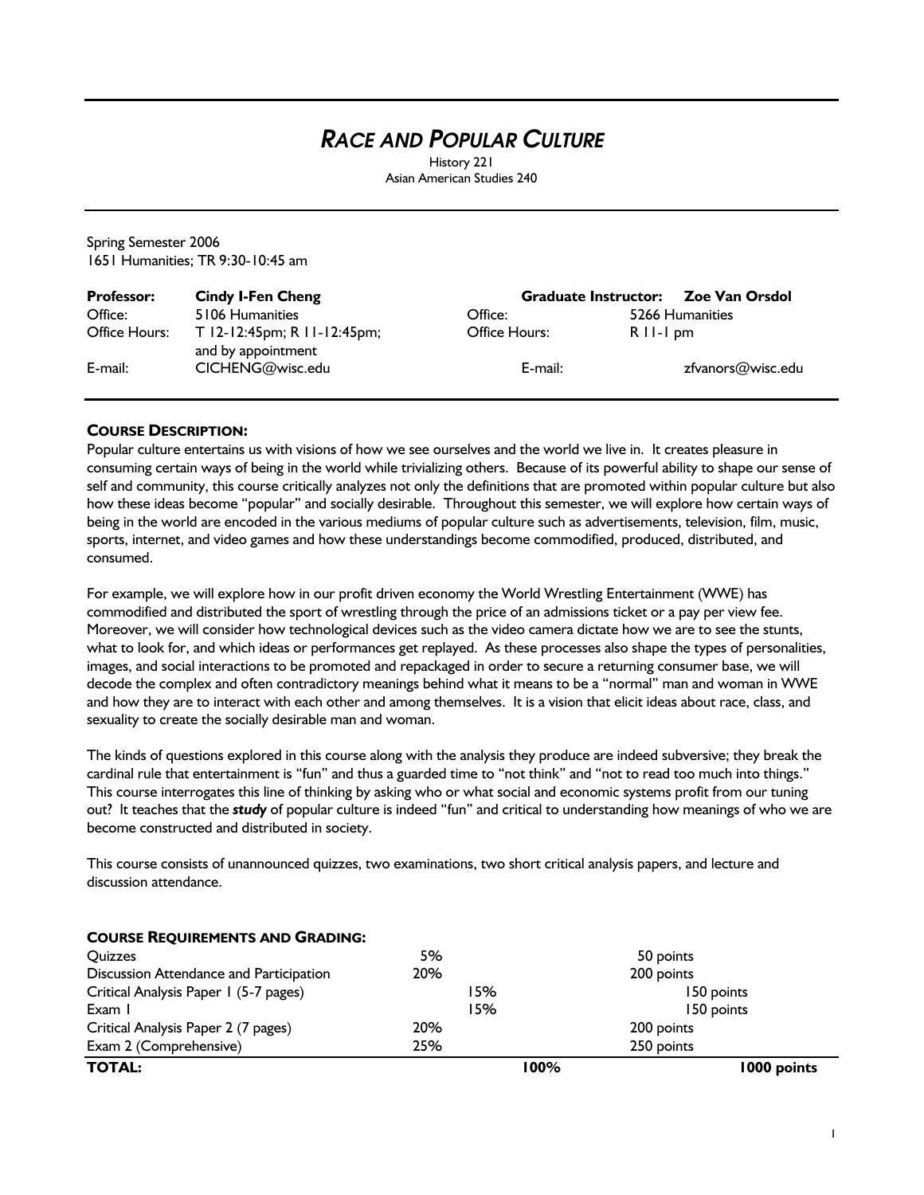# *RACE AND POPULAR CULTURE*

History 221
Asian American Studies 240

Spring Semester 2006
1651 Humanities; TR 9:30-10:45 am

| | | | |
|---|---|---|---|
| **Professor:** | **Cindy I-Fen Cheng** | **Graduate Instructor:** | **Zoe Van Orsdol** |
| Office: | 5106 Humanities | Office: | 5266 Humanities |
| Office Hours: | T 12-12:45pm; R 11-12:45pm; and by appointment | Office Hours: | R 11-1 pm |
| E-mail: | CICHENG@wisc.edu | E-mail: | zfvanors@wisc.edu |

## COURSE DESCRIPTION:

Popular culture entertains us with visions of how we see ourselves and the world we live in. It creates pleasure in consuming certain ways of being in the world while trivializing others. Because of its powerful ability to shape our sense of self and community, this course critically analyzes not only the definitions that are promoted within popular culture but also how these ideas become "popular" and socially desirable. Throughout this semester, we will explore how certain ways of being in the world are encoded in the various mediums of popular culture such as advertisements, television, film, music, sports, internet, and video games and how these understandings become commodified, produced, distributed, and consumed.

For example, we will explore how in our profit driven economy the World Wrestling Entertainment (WWE) has commodified and distributed the sport of wrestling through the price of an admissions ticket or a pay per view fee. Moreover, we will consider how technological devices such as the video camera dictate how we are to see the stunts, what to look for, and which ideas or performances get replayed. As these processes also shape the types of personalities, images, and social interactions to be promoted and repackaged in order to secure a returning consumer base, we will decode the complex and often contradictory meanings behind what it means to be a "normal" man and woman in WWE and how they are to interact with each other and among themselves. It is a vision that elicit ideas about race, class, and sexuality to create the socially desirable man and woman.

The kinds of questions explored in this course along with the analysis they produce are indeed subversive; they break the cardinal rule that entertainment is "fun" and thus a guarded time to "not think" and "not to read too much into things." This course interrogates this line of thinking by asking who or what social and economic systems profit from our tuning out? It teaches that the ***study*** of popular culture is indeed "fun" and critical to understanding how meanings of who we are become constructed and distributed in society.

This course consists of unannounced quizzes, two examinations, two short critical analysis papers, and lecture and discussion attendance.

## COURSE REQUIREMENTS AND GRADING:

| | | |
|---|---|---|
| Quizzes | 5% | 50 points |
| Discussion Attendance and Participation | 20% | 200 points |
| Critical Analysis Paper 1 (5-7 pages) | 15% | 150 points |
| Exam 1 | 15% | 150 points |
| Critical Analysis Paper 2 (7 pages) | 20% | 200 points |
| Exam 2 (Comprehensive) | 25% | 250 points |
| **TOTAL:** | **100%** | **1000 points** |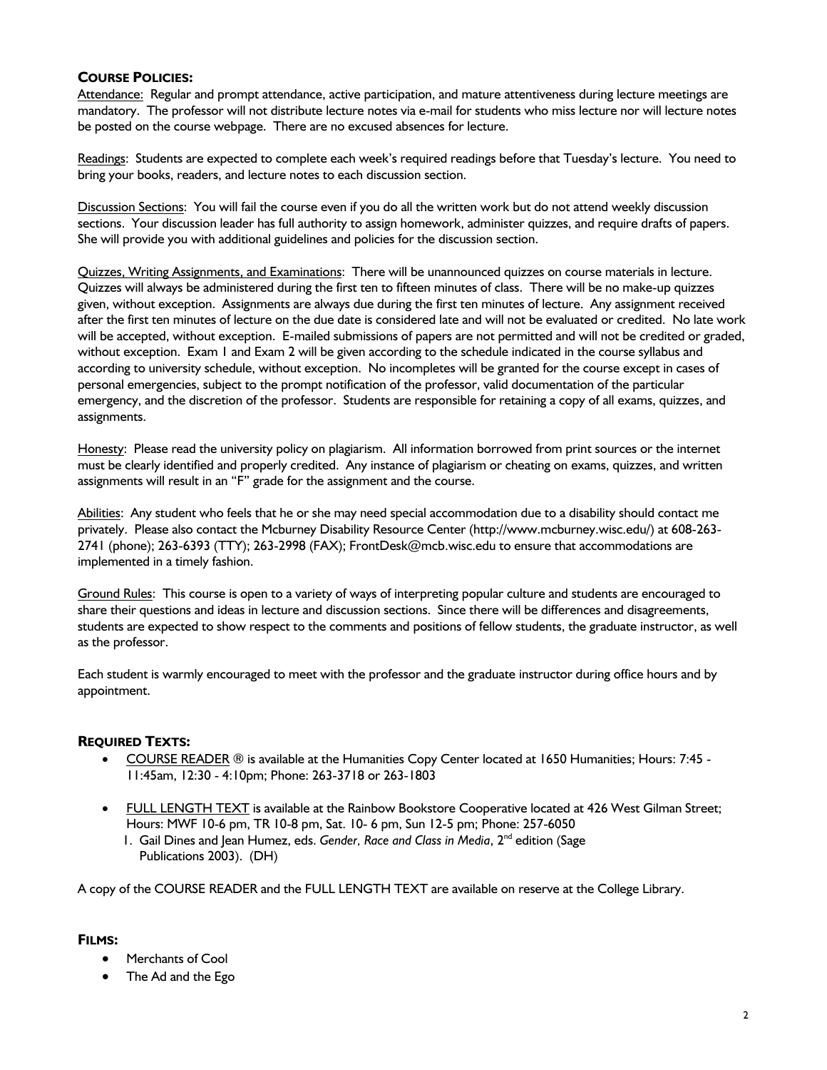## COURSE POLICIES:

Attendance: Regular and prompt attendance, active participation, and mature attentiveness during lecture meetings are mandatory. The professor will not distribute lecture notes via e-mail for students who miss lecture nor will lecture notes be posted on the course webpage. There are no excused absences for lecture.

Readings: Students are expected to complete each week's required readings before that Tuesday's lecture. You need to bring your books, readers, and lecture notes to each discussion section.

Discussion Sections: You will fail the course even if you do all the written work but do not attend weekly discussion sections. Your discussion leader has full authority to assign homework, administer quizzes, and require drafts of papers. She will provide you with additional guidelines and policies for the discussion section.

Quizzes, Writing Assignments, and Examinations: There will be unannounced quizzes on course materials in lecture. Quizzes will always be administered during the first ten to fifteen minutes of class. There will be no make-up quizzes given, without exception. Assignments are always due during the first ten minutes of lecture. Any assignment received after the first ten minutes of lecture on the due date is considered late and will not be evaluated or credited. No late work will be accepted, without exception. E-mailed submissions of papers are not permitted and will not be credited or graded, without exception. Exam 1 and Exam 2 will be given according to the schedule indicated in the course syllabus and according to university schedule, without exception. No incompletes will be granted for the course except in cases of personal emergencies, subject to the prompt notification of the professor, valid documentation of the particular emergency, and the discretion of the professor. Students are responsible for retaining a copy of all exams, quizzes, and assignments.

Honesty: Please read the university policy on plagiarism. All information borrowed from print sources or the internet must be clearly identified and properly credited. Any instance of plagiarism or cheating on exams, quizzes, and written assignments will result in an "F" grade for the assignment and the course.

Abilities: Any student who feels that he or she may need special accommodation due to a disability should contact me privately. Please also contact the Mcburney Disability Resource Center (http://www.mcburney.wisc.edu/) at 608-263-2741 (phone); 263-6393 (TTY); 263-2998 (FAX); FrontDesk@mcb.wisc.edu to ensure that accommodations are implemented in a timely fashion.

Ground Rules: This course is open to a variety of ways of interpreting popular culture and students are encouraged to share their questions and ideas in lecture and discussion sections. Since there will be differences and disagreements, students are expected to show respect to the comments and positions of fellow students, the graduate instructor, as well as the professor.

Each student is warmly encouraged to meet with the professor and the graduate instructor during office hours and by appointment.

## REQUIRED TEXTS:

- COURSE READER ® is available at the Humanities Copy Center located at 1650 Humanities; Hours: 7:45 - 11:45am, 12:30 - 4:10pm; Phone: 263-3718 or 263-1803
- FULL LENGTH TEXT is available at the Rainbow Bookstore Cooperative located at 426 West Gilman Street; Hours: MWF 10-6 pm, TR 10-8 pm, Sat. 10- 6 pm, Sun 12-5 pm; Phone: 257-6050
  1. Gail Dines and Jean Humez, eds. *Gender, Race and Class in Media*, 2nd edition (Sage Publications 2003). (DH)

A copy of the COURSE READER and the FULL LENGTH TEXT are available on reserve at the College Library.

## FILMS:

- Merchants of Cool
- The Ad and the Ego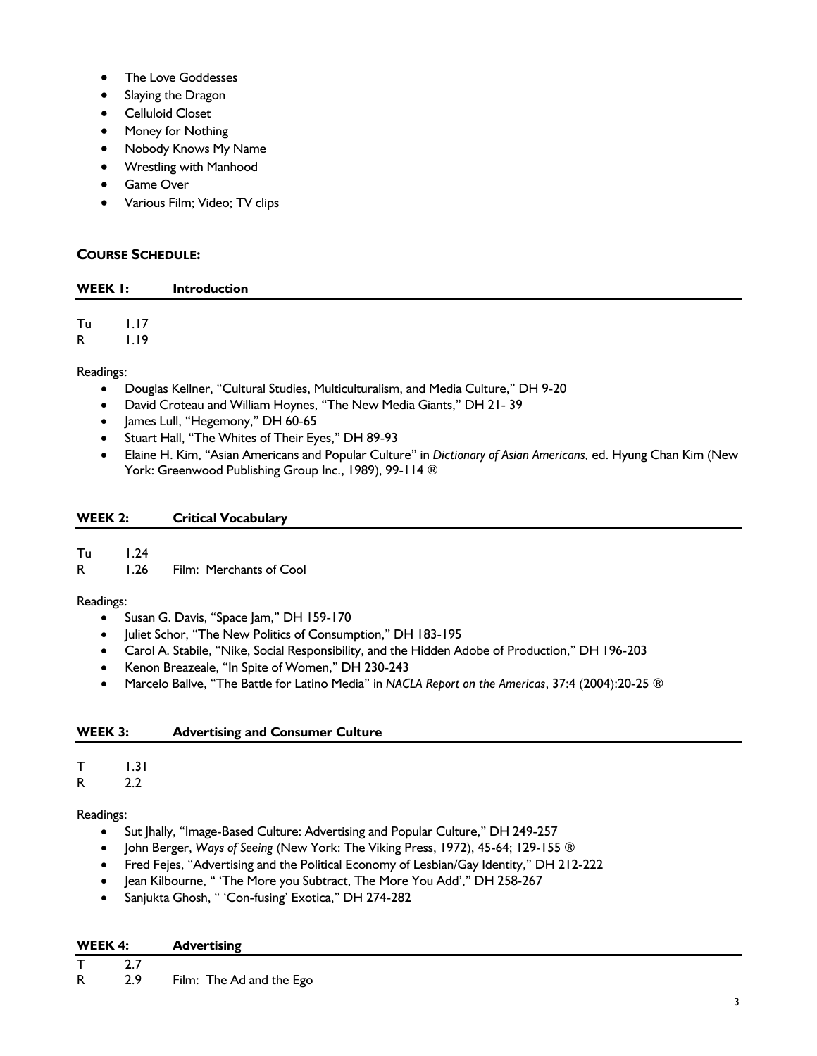- The Love Goddesses
- Slaying the Dragon
- Celluloid Closet
- Money for Nothing
- Nobody Knows My Name
- Wrestling with Manhood
- Game Over
- Various Film; Video; TV clips

## COURSE SCHEDULE:

### WEEK 1: Introduction

Tu 1.17
R 1.19

Readings:

- Douglas Kellner, "Cultural Studies, Multiculturalism, and Media Culture," DH 9-20
- David Croteau and William Hoynes, "The New Media Giants," DH 21- 39
- James Lull, "Hegemony," DH 60-65
- Stuart Hall, "The Whites of Their Eyes," DH 89-93
- Elaine H. Kim, "Asian Americans and Popular Culture" in *Dictionary of Asian Americans,* ed. Hyung Chan Kim (New York: Greenwood Publishing Group Inc., 1989), 99-114 ®

### WEEK 2: Critical Vocabulary

Tu 1.24
R 1.26 Film: Merchants of Cool

Readings:

- Susan G. Davis, "Space Jam," DH 159-170
- Juliet Schor, "The New Politics of Consumption," DH 183-195
- Carol A. Stabile, "Nike, Social Responsibility, and the Hidden Adobe of Production," DH 196-203
- Kenon Breazeale, "In Spite of Women," DH 230-243
- Marcelo Ballve, "The Battle for Latino Media" in *NACLA Report on the Americas*, 37:4 (2004):20-25 ®

### WEEK 3: Advertising and Consumer Culture

T 1.31
R 2.2

Readings:

- Sut Jhally, "Image-Based Culture: Advertising and Popular Culture," DH 249-257
- John Berger, *Ways of Seeing* (New York: The Viking Press, 1972), 45-64; 129-155 ®
- Fred Fejes, "Advertising and the Political Economy of Lesbian/Gay Identity," DH 212-222
- Jean Kilbourne, " 'The More you Subtract, The More You Add'," DH 258-267
- Sanjukta Ghosh, " 'Con-fusing' Exotica," DH 274-282

### WEEK 4: Advertising

T 2.7
R 2.9 Film: The Ad and the Ego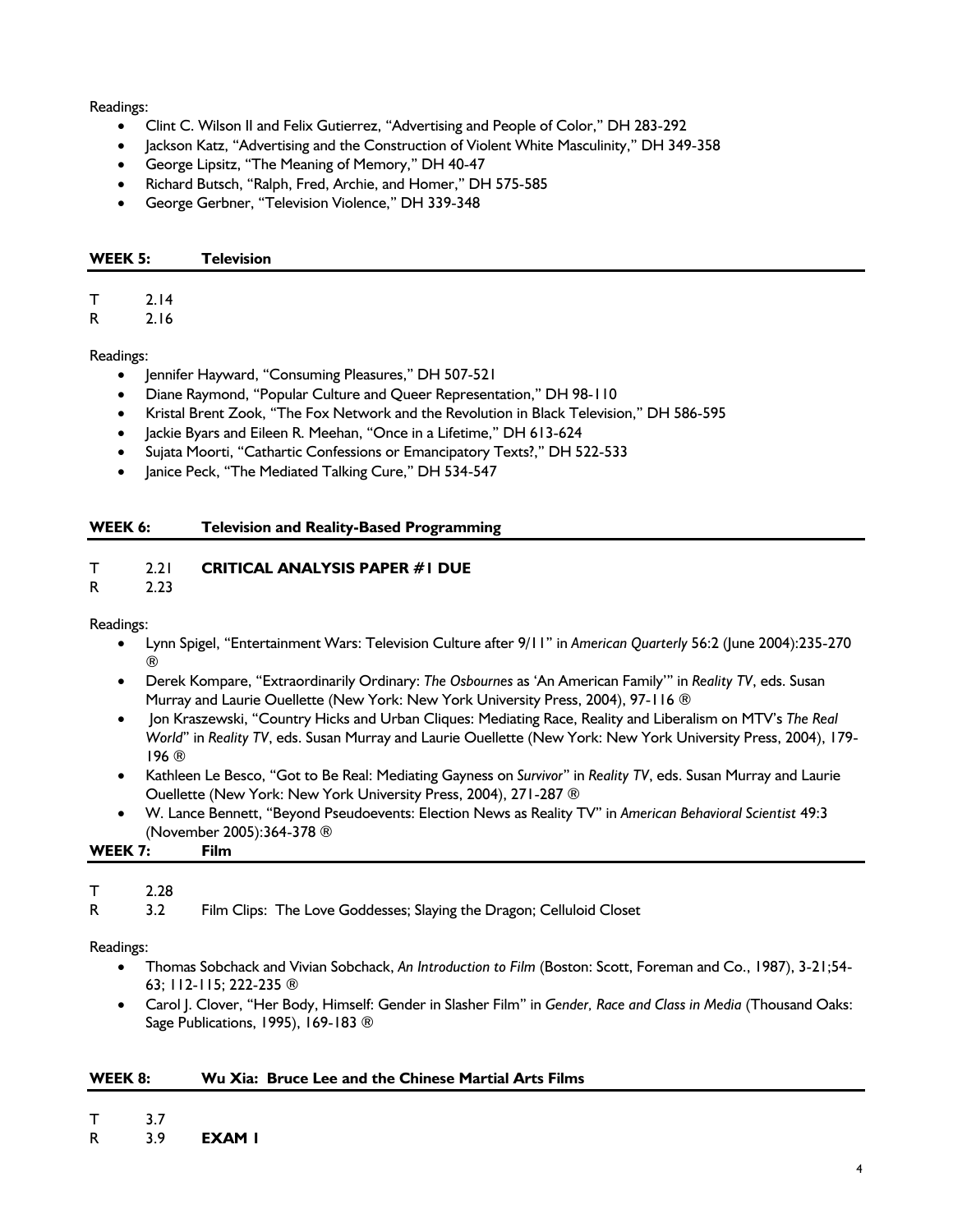Readings:

- Clint C. Wilson II and Felix Gutierrez, "Advertising and People of Color," DH 283-292
- Jackson Katz, "Advertising and the Construction of Violent White Masculinity," DH 349-358
- George Lipsitz, "The Meaning of Memory," DH 40-47
- Richard Butsch, "Ralph, Fred, Archie, and Homer," DH 575-585
- George Gerbner, "Television Violence," DH 339-348

**WEEK 5: Television**

T 2.14
R 2.16

Readings:

- Jennifer Hayward, "Consuming Pleasures," DH 507-521
- Diane Raymond, "Popular Culture and Queer Representation," DH 98-110
- Kristal Brent Zook, "The Fox Network and the Revolution in Black Television," DH 586-595
- Jackie Byars and Eileen R. Meehan, "Once in a Lifetime," DH 613-624
- Sujata Moorti, "Cathartic Confessions or Emancipatory Texts?," DH 522-533
- Janice Peck, "The Mediated Talking Cure," DH 534-547

**WEEK 6: Television and Reality-Based Programming**

T 2.21 **CRITICAL ANALYSIS PAPER #1 DUE**
R 2.23

Readings:

- Lynn Spigel, "Entertainment Wars: Television Culture after 9/11" in *American Quarterly* 56:2 (June 2004):235-270 ®
- Derek Kompare, "Extraordinarily Ordinary: *The Osbournes* as 'An American Family'" in *Reality TV*, eds. Susan Murray and Laurie Ouellette (New York: New York University Press, 2004), 97-116 ®
- Jon Kraszewski, "Country Hicks and Urban Cliques: Mediating Race, Reality and Liberalism on MTV's *The Real World*" in *Reality TV*, eds. Susan Murray and Laurie Ouellette (New York: New York University Press, 2004), 179-196 ®
- Kathleen Le Besco, "Got to Be Real: Mediating Gayness on *Survivor*" in *Reality TV*, eds. Susan Murray and Laurie Ouellette (New York: New York University Press, 2004), 271-287 ®
- W. Lance Bennett, "Beyond Pseudoevents: Election News as Reality TV" in *American Behavioral Scientist* 49:3 (November 2005):364-378 ®

**WEEK 7: Film**

T 2.28
R 3.2 Film Clips: The Love Goddesses; Slaying the Dragon; Celluloid Closet

Readings:

- Thomas Sobchack and Vivian Sobchack, *An Introduction to Film* (Boston: Scott, Foreman and Co., 1987), 3-21;54-63; 112-115; 222-235 ®
- Carol J. Clover, "Her Body, Himself: Gender in Slasher Film" in *Gender, Race and Class in Media* (Thousand Oaks: Sage Publications, 1995), 169-183 ®

**WEEK 8: Wu Xia: Bruce Lee and the Chinese Martial Arts Films**

T 3.7
R 3.9 **EXAM I**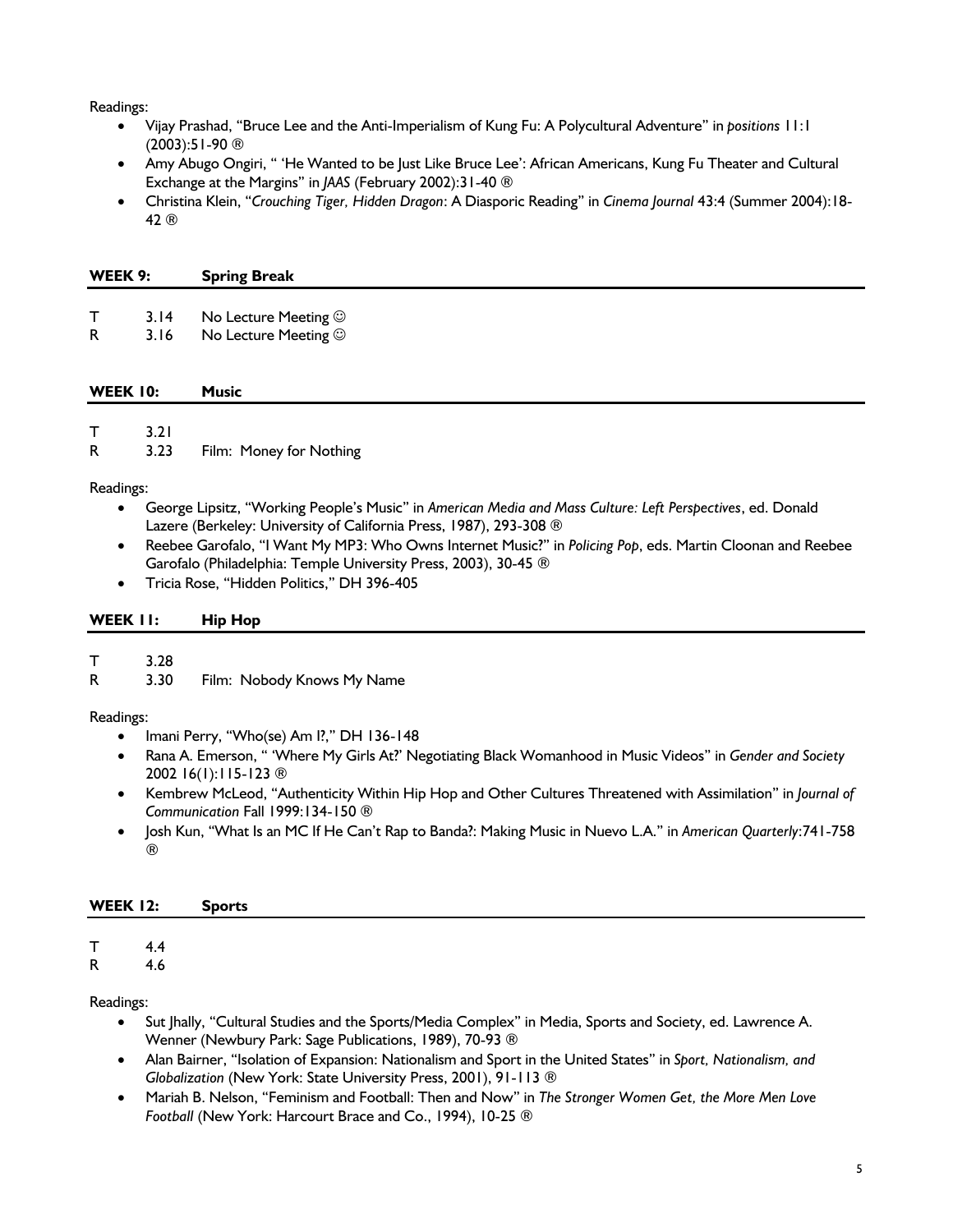Readings:

- Vijay Prashad, "Bruce Lee and the Anti-Imperialism of Kung Fu: A Polycultural Adventure" in *positions* 11:1 (2003):51-90 ®
- Amy Abugo Ongiri, " 'He Wanted to be Just Like Bruce Lee': African Americans, Kung Fu Theater and Cultural Exchange at the Margins" in *JAAS* (February 2002):31-40 ®
- Christina Klein, "*Crouching Tiger, Hidden Dragon*: A Diasporic Reading" in *Cinema Journal* 43:4 (Summer 2004):18-42 ®

## WEEK 9: Spring Break

| | | |
|---|---|---|
| T | 3.14 | No Lecture Meeting ☺ |
| R | 3.16 | No Lecture Meeting ☺ |

## WEEK 10: Music

| | | |
|---|---|---|
| T | 3.21 | |
| R | 3.23 | Film: Money for Nothing |

Readings:

- George Lipsitz, "Working People's Music" in *American Media and Mass Culture: Left Perspectives*, ed. Donald Lazere (Berkeley: University of California Press, 1987), 293-308 ®
- Reebee Garofalo, "I Want My MP3: Who Owns Internet Music?" in *Policing Pop*, eds. Martin Cloonan and Reebee Garofalo (Philadelphia: Temple University Press, 2003), 30-45 ®
- Tricia Rose, "Hidden Politics," DH 396-405

## WEEK 11: Hip Hop

| | | |
|---|---|---|
| T | 3.28 | |
| R | 3.30 | Film: Nobody Knows My Name |

Readings:

- Imani Perry, "Who(se) Am I?," DH 136-148
- Rana A. Emerson, " 'Where My Girls At?' Negotiating Black Womanhood in Music Videos" in *Gender and Society* 2002 16(1):115-123 ®
- Kembrew McLeod, "Authenticity Within Hip Hop and Other Cultures Threatened with Assimilation" in *Journal of Communication* Fall 1999:134-150 ®
- Josh Kun, "What Is an MC If He Can't Rap to Banda?: Making Music in Nuevo L.A." in *American Quarterly*:741-758 ®

## WEEK 12: Sports

| | | |
|---|---|---|
| T | 4.4 | |
| R | 4.6 | |

Readings:

- Sut Jhally, "Cultural Studies and the Sports/Media Complex" in Media, Sports and Society, ed. Lawrence A. Wenner (Newbury Park: Sage Publications, 1989), 70-93 ®
- Alan Bairner, "Isolation of Expansion: Nationalism and Sport in the United States" in *Sport, Nationalism, and Globalization* (New York: State University Press, 2001), 91-113 ®
- Mariah B. Nelson, "Feminism and Football: Then and Now" in *The Stronger Women Get, the More Men Love Football* (New York: Harcourt Brace and Co., 1994), 10-25 ®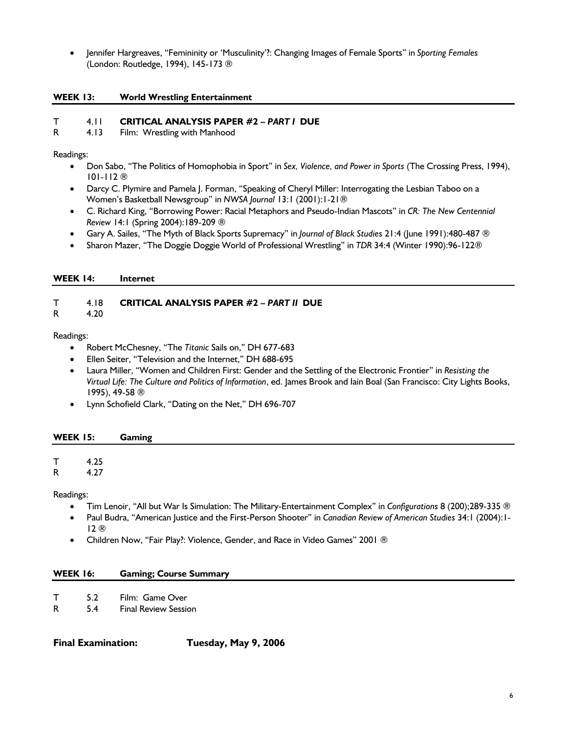- Jennifer Hargreaves, "Femininity or 'Musculinity'?: Changing Images of Female Sports" in *Sporting Females* (London: Routledge, 1994), 145-173 ®

## WEEK 13: World Wrestling Entertainment

T 4.11 **CRITICAL ANALYSIS PAPER #2 – *PART I* DUE**
R 4.13 Film: Wrestling with Manhood

Readings:

- Don Sabo, "The Politics of Homophobia in Sport" in *Sex, Violence, and Power in Sports* (The Crossing Press, 1994), 101-112 ®
- Darcy C. Plymire and Pamela J. Forman, "Speaking of Cheryl Miller: Interrogating the Lesbian Taboo on a Women's Basketball Newsgroup" in *NWSA Journal* 13:1 (2001):1-21®
- C. Richard King, "Borrowing Power: Racial Metaphors and Pseudo-Indian Mascots" in *CR: The New Centennial Review* 14:1 (Spring 2004):189-209 ®
- Gary A. Sailes, "The Myth of Black Sports Supremacy" in *Journal of Black Studies* 21:4 (June 1991):480-487 ®
- Sharon Mazer, "The Doggie Doggie World of Professional Wrestling" in *TDR* 34:4 (Winter 1990):96-122®

## WEEK 14: Internet

T 4.18 **CRITICAL ANALYSIS PAPER #2 – *PART II* DUE**
R 4.20

Readings:

- Robert McChesney, "The *Titanic* Sails on," DH 677-683
- Ellen Seiter, "Television and the Internet," DH 688-695
- Laura Miller, "Women and Children First: Gender and the Settling of the Electronic Frontier" in *Resisting the Virtual Life: The Culture and Politics of Information*, ed. James Brook and Iain Boal (San Francisco: City Lights Books, 1995), 49-58 ®
- Lynn Schofield Clark, "Dating on the Net," DH 696-707

## WEEK 15: Gaming

T 4.25
R 4.27

Readings:

- Tim Lenoir, "All but War Is Simulation: The Military-Entertainment Complex" in *Configurations* 8 (200);289-335 ®
- Paul Budra, "American Justice and the First-Person Shooter" in *Canadian Review of American Studies* 34:1 (2004):1-12 ®
- Children Now, "Fair Play?: Violence, Gender, and Race in Video Games" 2001 ®

## WEEK 16: Gaming; Course Summary

T 5.2 Film: Game Over
R 5.4 Final Review Session

**Final Examination: Tuesday, May 9, 2006**